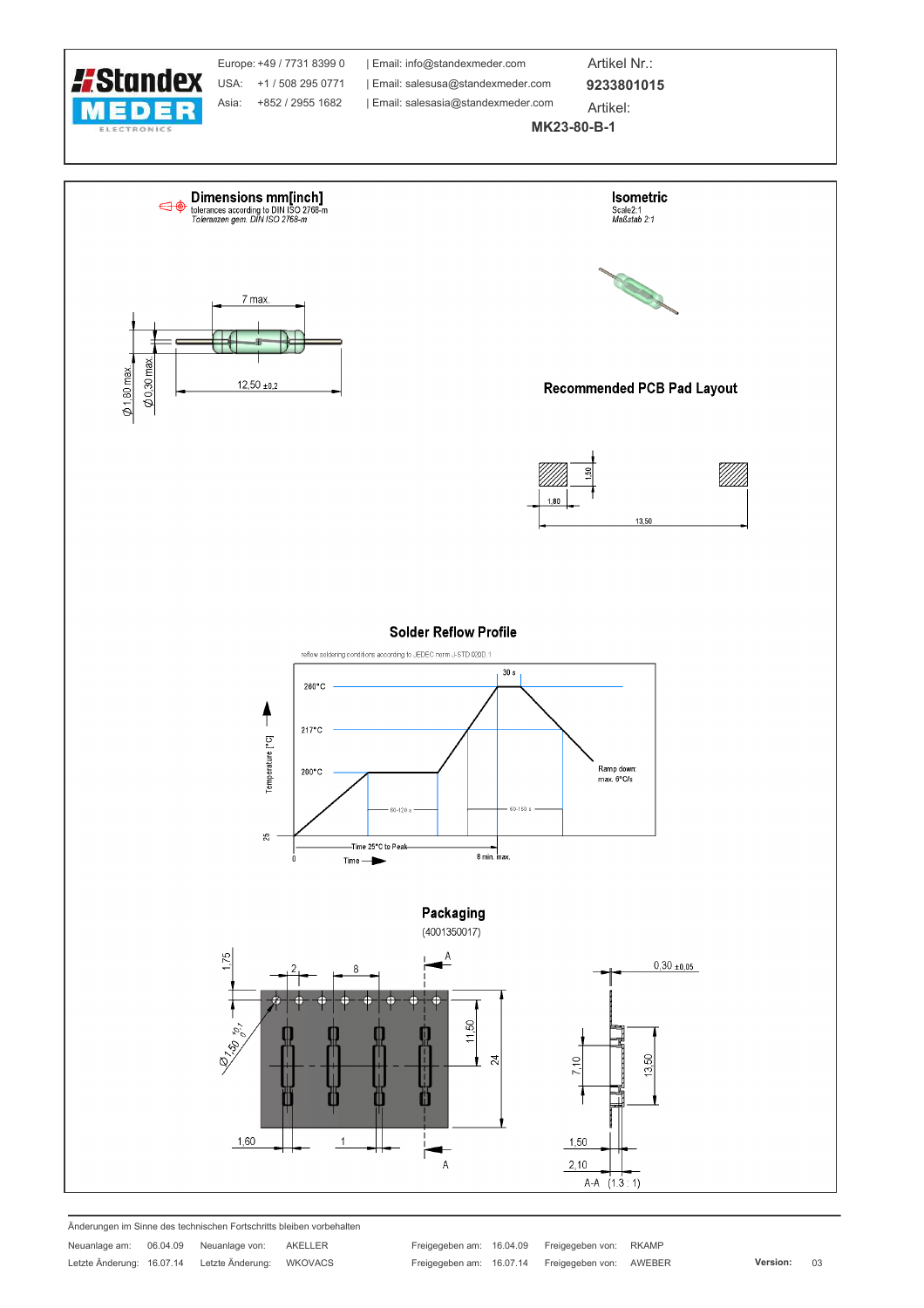**Standex MEDER ELECTRONICS**

| | | | |
|---|---|---|---|
| Europe: | +49 / 7731 8399 0 | Email: info@standexmeder.com | Artikel Nr.: **9233801015** |
| USA: | +1 / 508 295 0771 | Email: salesusa@standexmeder.com | Artikel: **MK23-80-B-1** |
| Asia: | +852 / 2955 1682 | Email: salesasia@standexmeder.com | |

## Dimensions mm[inch]

tolerances according to DIN ISO 2768-m
*Toleranzen gem. DIN ISO 2768-m*

7 max.
Ø 1,80 max.
Ø 0,30 max.
12,50 ±0,2

## Isometric

Scale2:1
*Maßstab 2:1*

## Recommended PCB Pad Layout

1,50
1,80
13,50

## Solder Reflow Profile

reflow soldering conditions according to JEDEC norm J-STD 020D.1

260°C
217°C
200°C
25
30 s
60-120 s
60-150 s
Ramp down: max. 6°C/s
Temperature [°C]
Time
0
Time 25°C to Peak
8 min. max.

## Packaging

(4001350017)

1,75
2
8
A
Ø1,50 +0,1 0
11,50
24
1,60
1
0,30 ±0,05
7,10
13,50
1,50
2,10
A-A (1,3 : 1)

---

Änderungen im Sinne des technischen Fortschritts bleiben vorbehalten

| | | | | | | | |
|---|---|---|---|---|---|---|---|
| Neuanlage am: | 06.04.09 | Neuanlage von: | AKELLER | Freigegeben am: | 16.04.09 | Freigegeben von: | RKAMP |
| Letzte Änderung: | 16.07.14 | Letzte Änderung: | WKOVACS | Freigegeben am: | 16.07.14 | Freigegeben von: | AWEBER |

**Version:** 03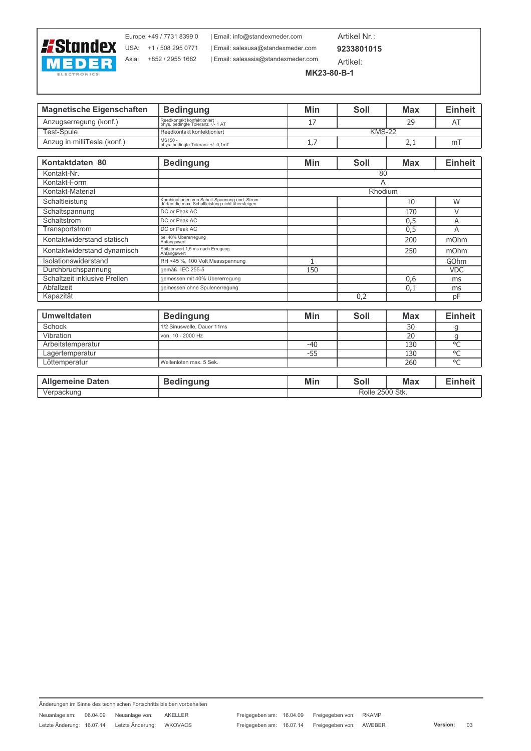Europe: +49 / 7731 8399 0 | Email: info@standexmeder.com
USA: +1 / 508 295 0771 | Email: salesusa@standexmeder.com
Asia: +852 / 2955 1682 | Email: salesasia@standexmeder.com

Artikel Nr.: **9233801015**

Artikel: **MK23-80-B-1**

| Magnetische Eigenschaften | Bedingung | Min | Soll | Max | Einheit |
|---|---|---|---|---|---|
| Anzugserregung (konf.) | Reedkontakt konfektioniert phys. bedingte Toleranz +/- 1 AT | 17 | | 29 | AT |
| Test-Spule | Reedkontakt konfektioniert | | KMS-22 | | |
| Anzug in milliTesla (konf.) | MS150 - phys. bedingte Toleranz +/- 0,1mT | 1,7 | | 2,1 | mT |

| Kontaktdaten 80 | Bedingung | Min | Soll | Max | Einheit |
|---|---|---|---|---|---|
| Kontakt-Nr. | | | 80 | | |
| Kontakt-Form | | | A | | |
| Kontakt-Material | | | Rhodium | | |
| Schaltleistung | Kombinationen von Schalt-Spannung und -Strom dürfen die max. Schaltleistung nicht übersteigen | | | 10 | W |
| Schaltspannung | DC or Peak AC | | | 170 | V |
| Schaltstrom | DC or Peak AC | | | 0,5 | A |
| Transportstrom | DC or Peak AC | | | 0,5 | A |
| Kontaktwiderstand statisch | bei 40% Übererregung Anfangswert | | | 200 | mOhm |
| Kontaktwiderstand dynamisch | Spitzenwert 1,5 ms nach Erregung Anfangswert | | | 250 | mOhm |
| Isolationswiderstand | RH <45 %, 100 Volt Messspannung | 1 | | | GOhm |
| Durchbruchspannung | gemäß IEC 255-5 | 150 | | | VDC |
| Schaltzeit inklusive Prellen | gemessen mit 40% Übererregung | | | 0,6 | ms |
| Abfallzeit | gemessen ohne Spulenerregung | | | 0,1 | ms |
| Kapazität | | | 0,2 | | pF |

| Umweltdaten | Bedingung | Min | Soll | Max | Einheit |
|---|---|---|---|---|---|
| Schock | 1/2 Sinuswelle, Dauer 11ms | | | 30 | g |
| Vibration | von 10 - 2000 Hz | | | 20 | g |
| Arbeitstemperatur | | -40 | | 130 | °C |
| Lagertemperatur | | -55 | | 130 | °C |
| Löttemperatur | Wellenlöten max. 5 Sek. | | | 260 | °C |

| Allgemeine Daten | Bedingung | Min | Soll | Max | Einheit |
|---|---|---|---|---|---|
| Verpackung | | | Rolle 2500 Stk. | | |

Änderungen im Sinne des technischen Fortschritts bleiben vorbehalten

Neuanlage am: 06.04.09 Neuanlage von: AKELLER Freigegeben am: 16.04.09 Freigegeben von: RKAMP

Letzte Änderung: 16.07.14 Letzte Änderung: WKOVACS Freigegeben am: 16.07.14 Freigegeben von: AWEBER **Version:** 03